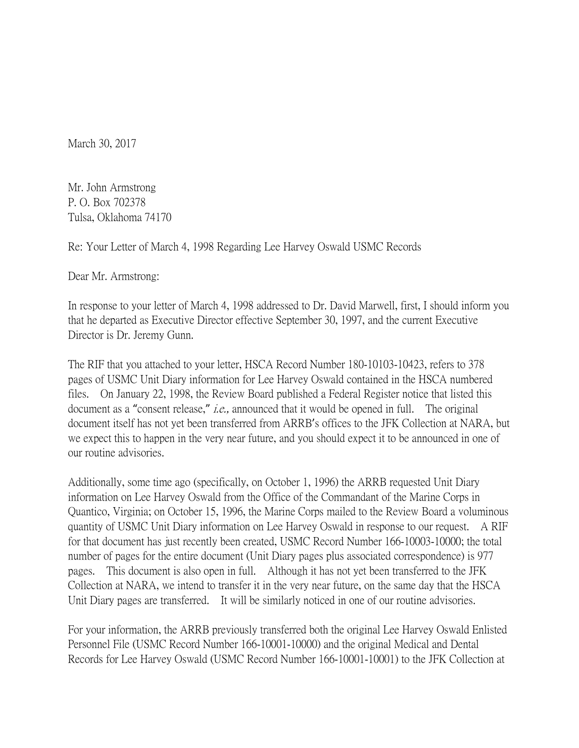March 30, 2017

Mr. John Armstrong
P. O. Box 702378
Tulsa, Oklahoma 74170

Re: Your Letter of March 4, 1998 Regarding Lee Harvey Oswald USMC Records

Dear Mr. Armstrong:

In response to your letter of March 4, 1998 addressed to Dr. David Marwell, first, I should inform you that he departed as Executive Director effective September 30, 1997, and the current Executive Director is Dr. Jeremy Gunn.

The RIF that you attached to your letter, HSCA Record Number 180-10103-10423, refers to 378 pages of USMC Unit Diary information for Lee Harvey Oswald contained in the HSCA numbered files. On January 22, 1998, the Review Board published a Federal Register notice that listed this document as a "consent release," *i.e.,* announced that it would be opened in full. The original document itself has not yet been transferred from ARRB's offices to the JFK Collection at NARA, but we expect this to happen in the very near future, and you should expect it to be announced in one of our routine advisories.

Additionally, some time ago (specifically, on October 1, 1996) the ARRB requested Unit Diary information on Lee Harvey Oswald from the Office of the Commandant of the Marine Corps in Quantico, Virginia; on October 15, 1996, the Marine Corps mailed to the Review Board a voluminous quantity of USMC Unit Diary information on Lee Harvey Oswald in response to our request. A RIF for that document has just recently been created, USMC Record Number 166-10003-10000; the total number of pages for the entire document (Unit Diary pages plus associated correspondence) is 977 pages. This document is also open in full. Although it has not yet been transferred to the JFK Collection at NARA, we intend to transfer it in the very near future, on the same day that the HSCA Unit Diary pages are transferred. It will be similarly noticed in one of our routine advisories.

For your information, the ARRB previously transferred both the original Lee Harvey Oswald Enlisted Personnel File (USMC Record Number 166-10001-10000) and the original Medical and Dental Records for Lee Harvey Oswald (USMC Record Number 166-10001-10001) to the JFK Collection at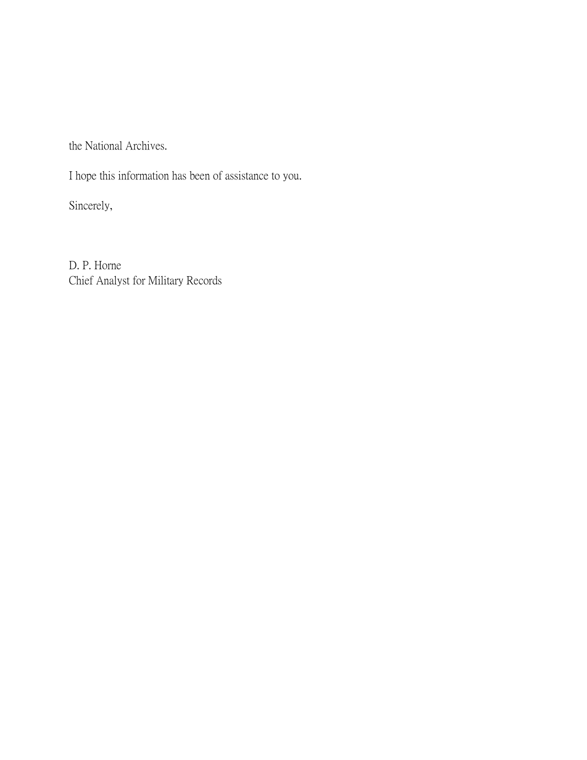the National Archives.

I hope this information has been of assistance to you.

Sincerely,

D. P. Horne
Chief Analyst for Military Records